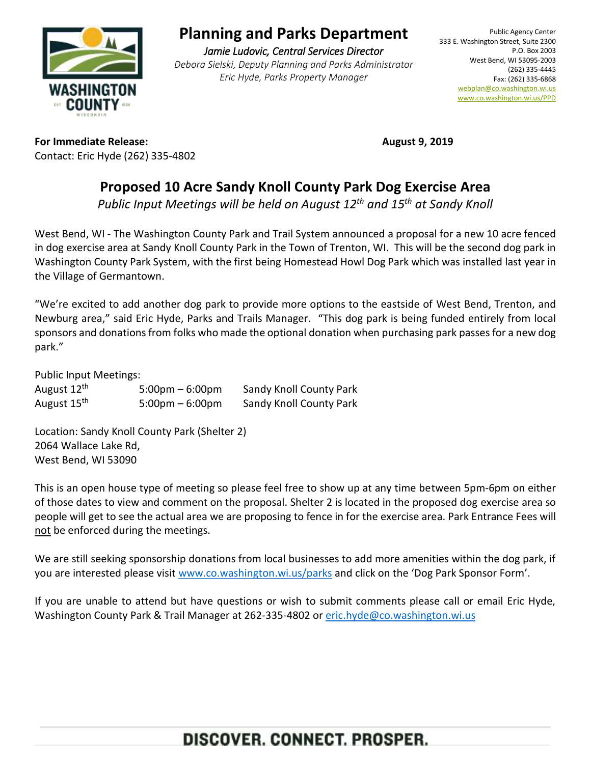# Planning and Parks Department

*Jamie Ludovic, Central Services Director*
*Debora Sielski, Deputy Planning and Parks Administrator*
*Eric Hyde, Parks Property Manager*

Public Agency Center
333 E. Washington Street, Suite 2300
P.O. Box 2003
West Bend, WI 53095-2003
(262) 335-4445
Fax: (262) 335-6868
webplan@co.washington.wi.us
www.co.washington.wi.us/PPD

**For Immediate Release:** **August 9, 2019**
Contact: Eric Hyde (262) 335-4802

## Proposed 10 Acre Sandy Knoll County Park Dog Exercise Area

*Public Input Meetings will be held on August 12th and 15th at Sandy Knoll*

West Bend, WI - The Washington County Park and Trail System announced a proposal for a new 10 acre fenced in dog exercise area at Sandy Knoll County Park in the Town of Trenton, WI. This will be the second dog park in Washington County Park System, with the first being Homestead Howl Dog Park which was installed last year in the Village of Germantown.

"We're excited to add another dog park to provide more options to the eastside of West Bend, Trenton, and Newburg area," said Eric Hyde, Parks and Trails Manager. "This dog park is being funded entirely from local sponsors and donations from folks who made the optional donation when purchasing park passes for a new dog park."

Public Input Meetings:

| | | |
|---|---|---|
| August 12th | 5:00pm – 6:00pm | Sandy Knoll County Park |
| August 15th | 5:00pm – 6:00pm | Sandy Knoll County Park |

Location: Sandy Knoll County Park (Shelter 2)
2064 Wallace Lake Rd,
West Bend, WI 53090

This is an open house type of meeting so please feel free to show up at any time between 5pm-6pm on either of those dates to view and comment on the proposal. Shelter 2 is located in the proposed dog exercise area so people will get to see the actual area we are proposing to fence in for the exercise area. Park Entrance Fees will not be enforced during the meetings.

We are still seeking sponsorship donations from local businesses to add more amenities within the dog park, if you are interested please visit www.co.washington.wi.us/parks and click on the 'Dog Park Sponsor Form'.

If you are unable to attend but have questions or wish to submit comments please call or email Eric Hyde, Washington County Park & Trail Manager at 262-335-4802 or eric.hyde@co.washington.wi.us

**DISCOVER. CONNECT. PROSPER.**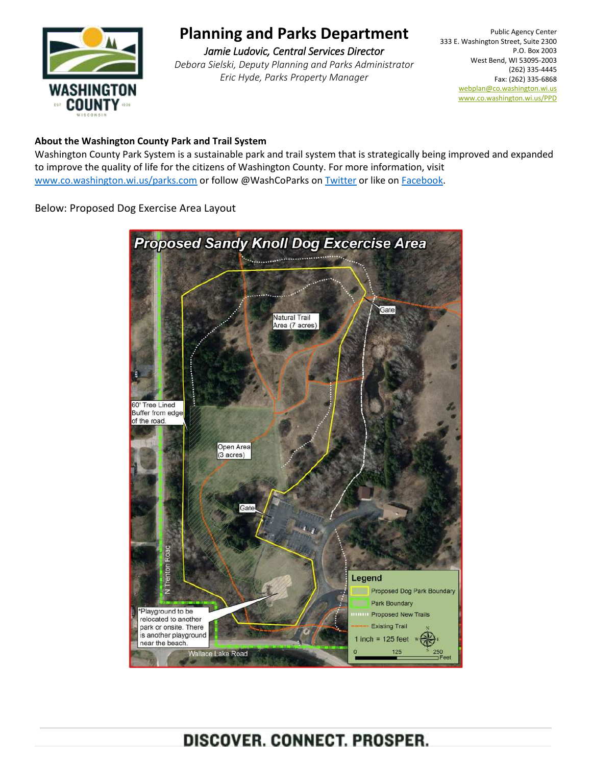# Planning and Parks Department

*Jamie Ludovic, Central Services Director*

*Debora Sielski, Deputy Planning and Parks Administrator*

*Eric Hyde, Parks Property Manager*

Public Agency Center
333 E. Washington Street, Suite 2300
P.O. Box 2003
West Bend, WI 53095-2003
(262) 335-4445
Fax: (262) 335-6868
webplan@co.washington.wi.us
www.co.washington.wi.us/PPD

**About the Washington County Park and Trail System**

Washington County Park System is a sustainable park and trail system that is strategically being improved and expanded to improve the quality of life for the citizens of Washington County. For more information, visit www.co.washington.wi.us/parks.com or follow @WashCoParks on Twitter or like on Facebook.

Below: Proposed Dog Exercise Area Layout

**Proposed Sandy Knoll Dog Excercise Area**

Natural Trail Area (7 acres)

Gate

60' Tree Lined Buffer from edge of the road.

Open Area (3 acres)

Gate

N Trenton Road

*Playground to be relocated to another park or onsite. There is another playground near the beach.

Wallace Lake Road

**Legend**
- Proposed Dog Park Boundary
- Park Boundary
- Proposed New Trails
- Existing Trail

1 inch = 125 feet

0 125 250 Feet

**DISCOVER. CONNECT. PROSPER.**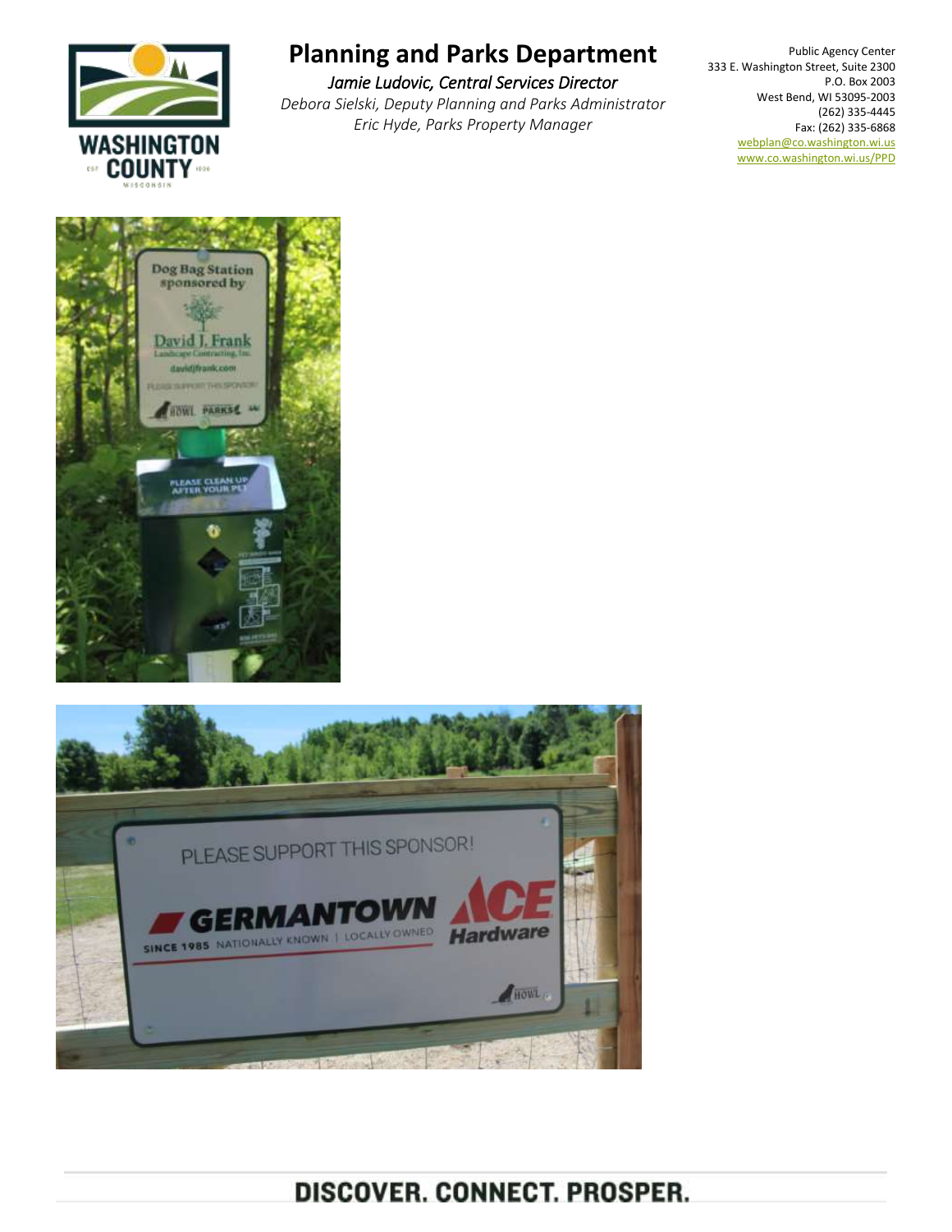# Planning and Parks Department

*Jamie Ludovic, Central Services Director*

*Debora Sielski, Deputy Planning and Parks Administrator*

*Eric Hyde, Parks Property Manager*

Public Agency Center
333 E. Washington Street, Suite 2300
P.O. Box 2003
West Bend, WI 53095-2003
(262) 335-4445
Fax: (262) 335-6868
webplan@co.washington.wi.us
www.co.washington.wi.us/PPD

**DISCOVER. CONNECT. PROSPER.**